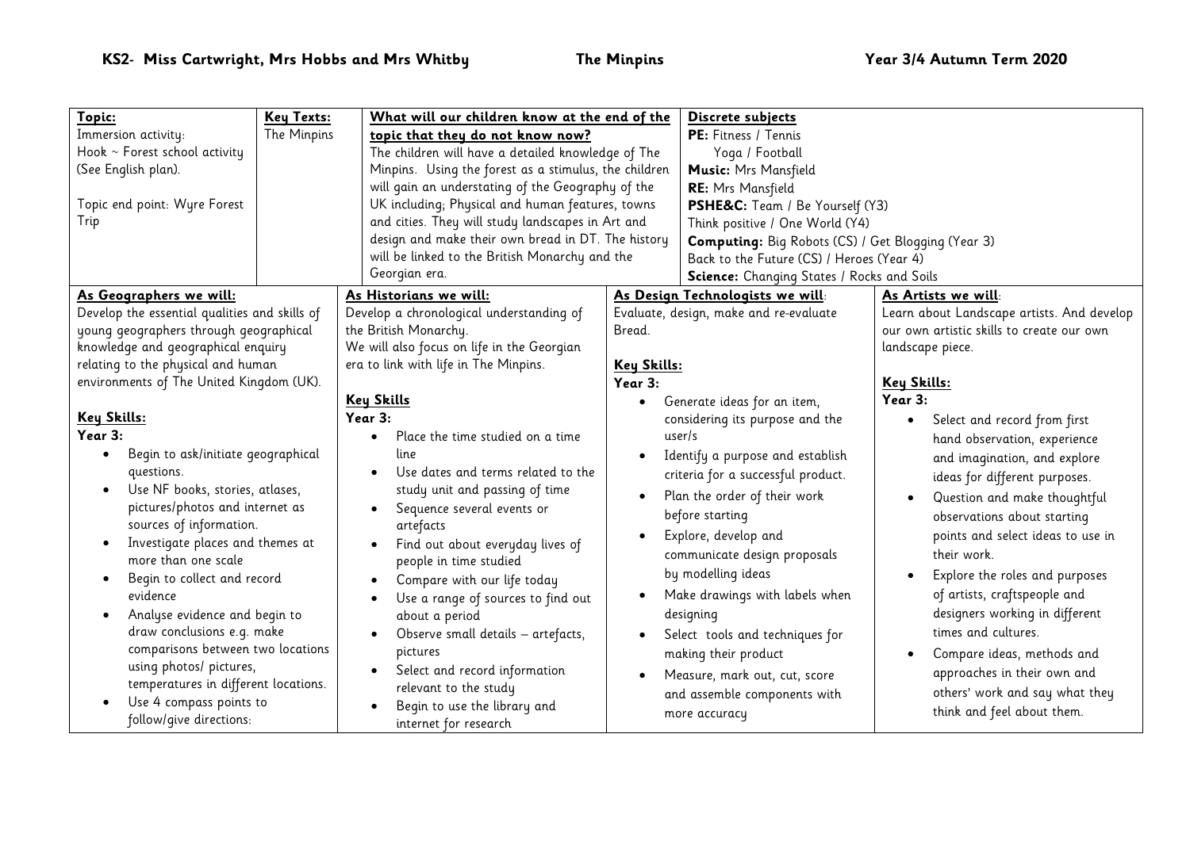## KS2- Miss Cartwright, Mrs Hobbs and Mrs Whitby — The Minpins — Year 3/4 Autumn Term 2020

| Topic: | Key Texts: | What will our children know at the end of the topic that they do not know now? | Discrete subjects |
|---|---|---|---|
| Immersion activity: Hook ~ Forest school activity (See English plan). Topic end point: Wyre Forest Trip | The Minpins | The children will have a detailed knowledge of The Minpins. Using the forest as a stimulus, the children will gain an understating of the Geography of the UK including; Physical and human features, towns and cities. They will study landscapes in Art and design and make their own bread in DT. The history will be linked to the British Monarchy and the Georgian era. | **PE:** Fitness / Tennis Yoga / Football<br>**Music:** Mrs Mansfield<br>**RE:** Mrs Mansfield<br>**PSHE&C:** Team / Be Yourself (Y3) Think positive / One World (Y4)<br>**Computing:** Big Robots (CS) / Get Blogging (Year 3) Back to the Future (CS) / Heroes (Year 4)<br>**Science:** Changing States / Rocks and Soils |

### As Geographers we will:

Develop the essential qualities and skills of young geographers through geographical knowledge and geographical enquiry relating to the physical and human environments of The United Kingdom (UK).

**Key Skills:**

**Year 3:**

- Begin to ask/initiate geographical questions.
- Use NF books, stories, atlases, pictures/photos and internet as sources of information.
- Investigate places and themes at more than one scale
- Begin to collect and record evidence
- Analyse evidence and begin to draw conclusions e.g. make comparisons between two locations using photos/ pictures, temperatures in different locations.
- Use 4 compass points to follow/give directions:

### As Historians we will:

Develop a chronological understanding of the British Monarchy.

We will also focus on life in the Georgian era to link with life in The Minpins.

**Key Skills**

**Year 3:**

- Place the time studied on a time line
- Use dates and terms related to the study unit and passing of time
- Sequence several events or artefacts
- Find out about everyday lives of people in time studied
- Compare with our life today
- Use a range of sources to find out about a period
- Observe small details – artefacts, pictures
- Select and record information relevant to the study
- Begin to use the library and internet for research

### As Design Technologists we will:

Evaluate, design, make and re-evaluate Bread.

**Key Skills:**

**Year 3:**

- Generate ideas for an item, considering its purpose and the user/s
- Identify a purpose and establish criteria for a successful product.
- Plan the order of their work before starting
- Explore, develop and communicate design proposals by modelling ideas
- Make drawings with labels when designing
- Select tools and techniques for making their product
- Measure, mark out, cut, score and assemble components with more accuracy

### As Artists we will:

Learn about Landscape artists. And develop our own artistic skills to create our own landscape piece.

**Key Skills:**

**Year 3:**

- Select and record from first hand observation, experience and imagination, and explore ideas for different purposes.
- Question and make thoughtful observations about starting points and select ideas to use in their work.
- Explore the roles and purposes of artists, craftspeople and designers working in different times and cultures.
- Compare ideas, methods and approaches in their own and others' work and say what they think and feel about them.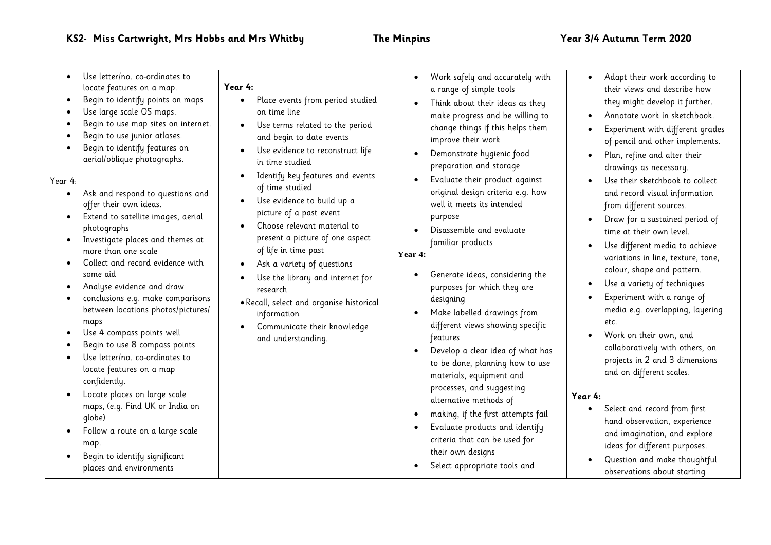**KS2- Miss Cartwright, Mrs Hobbs and Mrs Whitby** **The Minpins** **Year 3/4 Autumn Term 2020**

| | | | |
|---|---|---|---|
| • Use letter/no. co-ordinates to locate features on a map.<br>• Begin to identify points on maps<br>• Use large scale OS maps.<br>• Begin to use map sites on internet.<br>• Begin to use junior atlases.<br>• Begin to identify features on aerial/oblique photographs.<br><br>Year 4:<br>• Ask and respond to questions and offer their own ideas.<br>• Extend to satellite images, aerial photographs<br>• Investigate places and themes at more than one scale<br>• Collect and record evidence with some aid<br>• Analyse evidence and draw<br>• conclusions e.g. make comparisons between locations photos/pictures/ maps<br>• Use 4 compass points well<br>• Begin to use 8 compass points<br>• Use letter/no. co-ordinates to locate features on a map confidently.<br>• Locate places on large scale maps, (e.g. Find UK or India on globe)<br>• Follow a route on a large scale map.<br>• Begin to identify significant places and environments | **Year 4:**<br>• Place events from period studied on time line<br>• Use terms related to the period and begin to date events<br>• Use evidence to reconstruct life in time studied<br>• Identify key features and events of time studied<br>• Use evidence to build up a picture of a past event<br>• Choose relevant material to present a picture of one aspect of life in time past<br>• Ask a variety of questions<br>• Use the library and internet for research<br>• Recall, select and organise historical information<br>• Communicate their knowledge and understanding. | • Work safely and accurately with a range of simple tools<br>• Think about their ideas as they make progress and be willing to change things if this helps them improve their work<br>• Demonstrate hygienic food preparation and storage<br>• Evaluate their product against original design criteria e.g. how well it meets its intended purpose<br>• Disassemble and evaluate familiar products<br><br>**Year 4:**<br>• Generate ideas, considering the purposes for which they are designing<br>• Make labelled drawings from different views showing specific features<br>• Develop a clear idea of what has to be done, planning how to use materials, equipment and processes, and suggesting alternative methods of<br>• making, if the first attempts fail<br>• Evaluate products and identify criteria that can be used for their own designs<br>• Select appropriate tools and | • Adapt their work according to their views and describe how they might develop it further.<br>• Annotate work in sketchbook.<br>• Experiment with different grades of pencil and other implements.<br>• Plan, refine and alter their drawings as necessary.<br>• Use their sketchbook to collect and record visual information from different sources.<br>• Draw for a sustained period of time at their own level.<br>• Use different media to achieve variations in line, texture, tone, colour, shape and pattern.<br>• Use a variety of techniques<br>• Experiment with a range of media e.g. overlapping, layering etc.<br>• Work on their own, and collaboratively with others, on projects in 2 and 3 dimensions and on different scales.<br><br>**Year 4:**<br>• Select and record from first hand observation, experience and imagination, and explore ideas for different purposes.<br>• Question and make thoughtful observations about starting |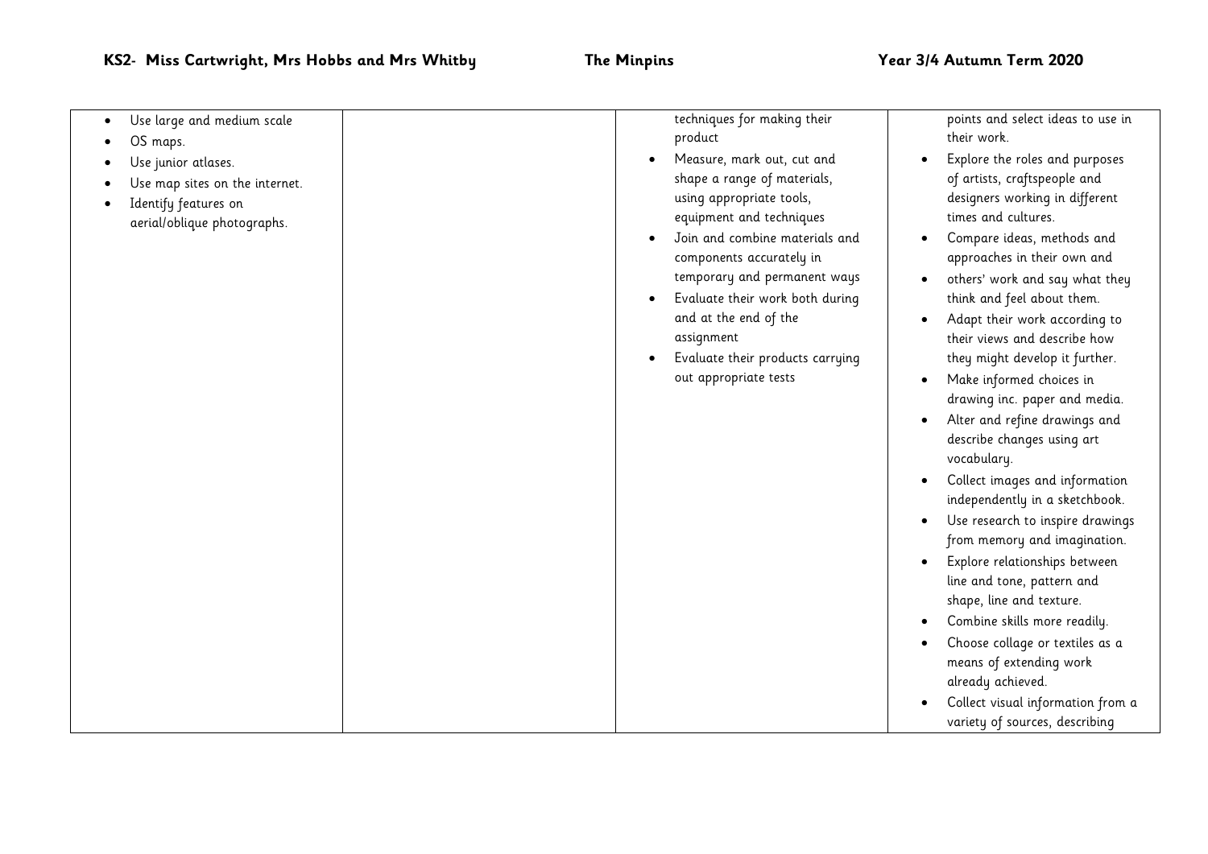| | | | |
|---|---|---|---|
| • Use large and medium scale<br>• OS maps.<br>• Use junior atlases.<br>• Use map sites on the internet.<br>• Identify features on aerial/oblique photographs. | | techniques for making their product<br>• Measure, mark out, cut and shape a range of materials, using appropriate tools, equipment and techniques<br>• Join and combine materials and components accurately in temporary and permanent ways<br>• Evaluate their work both during and at the end of the assignment<br>• Evaluate their products carrying out appropriate tests | points and select ideas to use in their work.<br>• Explore the roles and purposes of artists, craftspeople and designers working in different times and cultures.<br>• Compare ideas, methods and approaches in their own and<br>• others' work and say what they think and feel about them.<br>• Adapt their work according to their views and describe how they might develop it further.<br>• Make informed choices in drawing inc. paper and media.<br>• Alter and refine drawings and describe changes using art vocabulary.<br>• Collect images and information independently in a sketchbook.<br>• Use research to inspire drawings from memory and imagination.<br>• Explore relationships between line and tone, pattern and shape, line and texture.<br>• Combine skills more readily.<br>• Choose collage or textiles as a means of extending work already achieved.<br>• Collect visual information from a variety of sources, describing |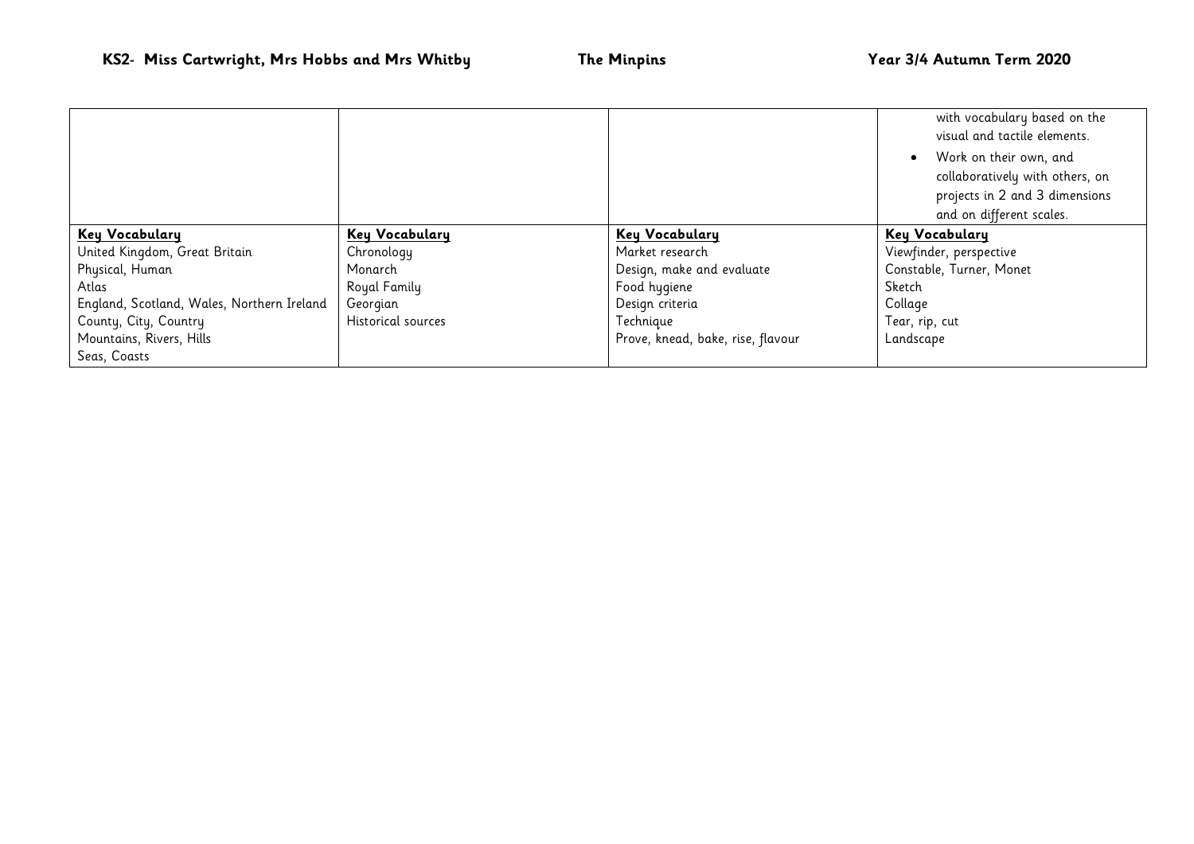| | | | |
|---|---|---|---|
| | | | with vocabulary based on the visual and tactile elements.<br>• Work on their own, and collaboratively with others, on projects in 2 and 3 dimensions and on different scales. |
| **Key Vocabulary**<br>United Kingdom, Great Britain<br>Physical, Human<br>Atlas<br>England, Scotland, Wales, Northern Ireland<br>County, City, Country<br>Mountains, Rivers, Hills<br>Seas, Coasts | **Key Vocabulary**<br>Chronology<br>Monarch<br>Royal Family<br>Georgian<br>Historical sources | **Key Vocabulary**<br>Market research<br>Design, make and evaluate<br>Food hygiene<br>Design criteria<br>Technique<br>Prove, knead, bake, rise, flavour | **Key Vocabulary**<br>Viewfinder, perspective<br>Constable, Turner, Monet<br>Sketch<br>Collage<br>Tear, rip, cut<br>Landscape |